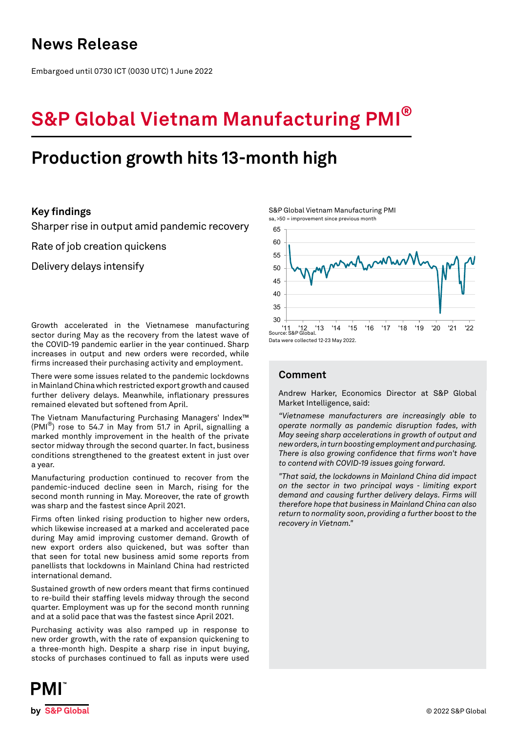# News Release

Embargoed until 0730 ICT (0030 UTC) 1 June 2022

# S&P Global Vietnam Manufacturing PMI®

## Production growth hits 13-month high

### Key findings

Sharper rise in output amid pandemic recovery

Rate of job creation quickens

Delivery delays intensify

Growth accelerated in the Vietnamese manufacturing sector during May as the recovery from the latest wave of the COVID-19 pandemic earlier in the year continued. Sharp increases in output and new orders were recorded, while firms increased their purchasing activity and employment.

There were some issues related to the pandemic lockdowns in Mainland China which restricted export growth and caused further delivery delays. Meanwhile, inflationary pressures remained elevated but softened from April.

The Vietnam Manufacturing Purchasing Managers' Index™ (PMI®) rose to 54.7 in May from 51.7 in April, signalling a marked monthly improvement in the health of the private sector midway through the second quarter. In fact, business conditions strengthened to the greatest extent in just over a year.

Manufacturing production continued to recover from the pandemic-induced decline seen in March, rising for the second month running in May. Moreover, the rate of growth was sharp and the fastest since April 2021.

Firms often linked rising production to higher new orders, which likewise increased at a marked and accelerated pace during May amid improving customer demand. Growth of new export orders also quickened, but was softer than that seen for total new business amid some reports from panellists that lockdowns in Mainland China had restricted international demand.

Sustained growth of new orders meant that firms continued to re-build their staffing levels midway through the second quarter. Employment was up for the second month running and at a solid pace that was the fastest since April 2021.

Purchasing activity was also ramped up in response to new order growth, with the rate of expansion quickening to a three-month high. Despite a sharp rise in input buying, stocks of purchases continued to fall as inputs were used

S&P Global Vietnam Manufacturing PMI

sa, >50 = improvement since previous month

Source: S&P Global.

Data were collected 12-23 May 2022.

### Comment

Andrew Harker, Economics Director at S&P Global Market Intelligence, said:

*"Vietnamese manufacturers are increasingly able to operate normally as pandemic disruption fades, with May seeing sharp accelerations in growth of output and new orders, in turn boosting employment and purchasing. There is also growing confidence that firms won't have to contend with COVID-19 issues going forward.*

*"That said, the lockdowns in Mainland China did impact on the sector in two principal ways - limiting export demand and causing further delivery delays. Firms will therefore hope that business in Mainland China can also return to normality soon, providing a further boost to the recovery in Vietnam."*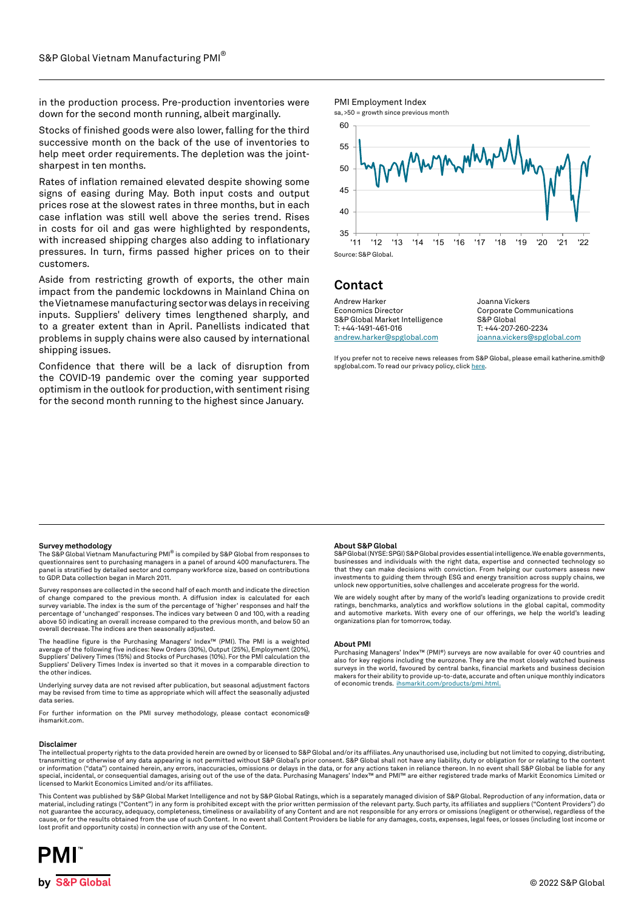in the production process. Pre-production inventories were down for the second month running, albeit marginally.

Stocks of finished goods were also lower, falling for the third successive month on the back of the use of inventories to help meet order requirements. The depletion was the joint-sharpest in ten months.

Rates of inflation remained elevated despite showing some signs of easing during May. Both input costs and output prices rose at the slowest rates in three months, but in each case inflation was still well above the series trend. Rises in costs for oil and gas were highlighted by respondents, with increased shipping charges also adding to inflationary pressures. In turn, firms passed higher prices on to their customers.

Aside from restricting growth of exports, the other main impact from the pandemic lockdowns in Mainland China on the Vietnamese manufacturing sector was delays in receiving inputs. Suppliers' delivery times lengthened sharply, and to a greater extent than in April. Panellists indicated that problems in supply chains were also caused by international shipping issues.

Confidence that there will be a lack of disruption from the COVID-19 pandemic over the coming year supported optimism in the outlook for production, with sentiment rising for the second month running to the highest since January.

PMI Employment Index

sa, >50 = growth since previous month

60
55
50
45
40
35

'11 '12 '13 '14 '15 '16 '17 '18 '19 '20 '21 '22

Source: S&P Global.

## Contact

Andrew Harker
Economics Director
S&P Global Market Intelligence
T: +44-1491-461-016
andrew.harker@spglobal.com

Joanna Vickers
Corporate Communications
S&P Global
T: +44-207-260-2234
joanna.vickers@spglobal.com

If you prefer not to receive news releases from S&P Global, please email katherine.smith@spglobal.com. To read our privacy policy, click here.

### Survey methodology

The S&P Global Vietnam Manufacturing PMI® is compiled by S&P Global from responses to questionnaires sent to purchasing managers in a panel of around 400 manufacturers. The panel is stratified by detailed sector and company workforce size, based on contributions to GDP. Data collection began in March 2011.

Survey responses are collected in the second half of each month and indicate the direction of change compared to the previous month. A diffusion index is calculated for each survey variable. The index is the sum of the percentage of 'higher' responses and half the percentage of 'unchanged' responses. The indices vary between 0 and 100, with a reading above 50 indicating an overall increase compared to the previous month, and below 50 an overall decrease. The indices are then seasonally adjusted.

The headline figure is the Purchasing Managers' Index™ (PMI). The PMI is a weighted average of the following five indices: New Orders (30%), Output (25%), Employment (20%), Suppliers' Delivery Times (15%) and Stocks of Purchases (10%). For the PMI calculation the Suppliers' Delivery Times Index is inverted so that it moves in a comparable direction to the other indices.

Underlying survey data are not revised after publication, but seasonal adjustment factors may be revised from time to time as appropriate which will affect the seasonally adjusted data series.

For further information on the PMI survey methodology, please contact economics@ihsmarkit.com.

### About S&P Global

S&P Global (NYSE: SPGI) S&P Global provides essential intelligence. We enable governments, businesses and individuals with the right data, expertise and connected technology so that they can make decisions with conviction. From helping our customers assess new investments to guiding them through ESG and energy transition across supply chains, we unlock new opportunities, solve challenges and accelerate progress for the world.

We are widely sought after by many of the world's leading organizations to provide credit ratings, benchmarks, analytics and workflow solutions in the global capital, commodity and automotive markets. With every one of our offerings, we help the world's leading organizations plan for tomorrow, today.

### About PMI

Purchasing Managers' Index™ (PMI®) surveys are now available for over 40 countries and also for key regions including the eurozone. They are the most closely watched business surveys in the world, favoured by central banks, financial markets and business decision makers for their ability to provide up-to-date, accurate and often unique monthly indicators of economic trends. ihsmarkit.com/products/pmi.html.

### Disclaimer

The intellectual property rights to the data provided herein are owned by or licensed to S&P Global and/or its affiliates. Any unauthorised use, including but not limited to copying, distributing, transmitting or otherwise of any data appearing is not permitted without S&P Global's prior consent. S&P Global shall not have any liability, duty or obligation for or relating to the content or information ("data") contained herein, any errors, inaccuracies, omissions or delays in the data, or for any actions taken in reliance thereon. In no event shall S&P Global be liable for any special, incidental, or consequential damages, arising out of the use of the data. Purchasing Managers' Index™ and PMI™ are either registered trade marks of Markit Economics Limited or licensed to Markit Economics Limited and/or its affiliates.

This Content was published by S&P Global Market Intelligence and not by S&P Global Ratings, which is a separately managed division of S&P Global. Reproduction of any information, data or material, including ratings ("Content") in any form is prohibited except with the prior written permission of the relevant party. Such party, its affiliates and suppliers ("Content Providers") do not guarantee the accuracy, adequacy, completeness, timeliness or availability of any Content and are not responsible for any errors or omissions (negligent or otherwise), regardless of the cause, or for the results obtained from the use of such Content. In no event shall Content Providers be liable for any damages, costs, expenses, legal fees, or losses (including lost income or lost profit and opportunity costs) in connection with any use of the Content.

PMI™ by S&P Global

© 2022 S&P Global